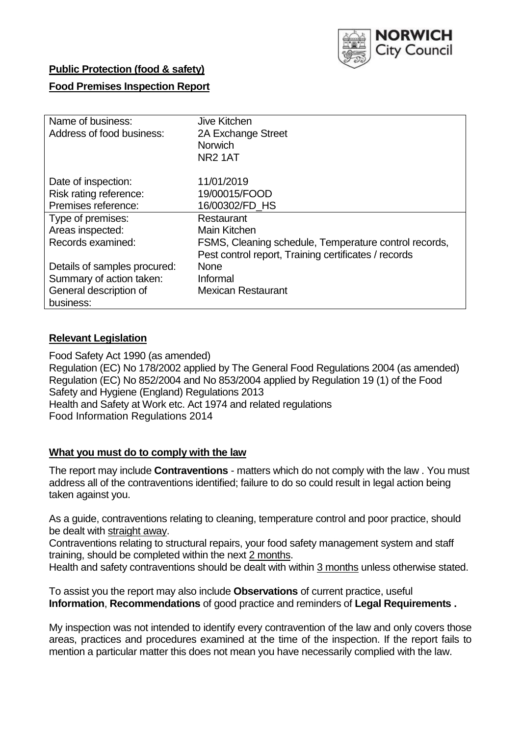NORWICH City Council

**Public Protection (food & safety)**

**Food Premises Inspection Report**

| | |
|---|---|
| Name of business: | Jive Kitchen |
| Address of food business: | 2A Exchange Street<br>Norwich<br>NR2 1AT |
| Date of inspection: | 11/01/2019 |
| Risk rating reference: | 19/00015/FOOD |
| Premises reference: | 16/00302/FD_HS |
| Type of premises: | Restaurant |
| Areas inspected: | Main Kitchen |
| Records examined: | FSMS, Cleaning schedule, Temperature control records, Pest control report, Training certificates / records |
| Details of samples procured: | None |
| Summary of action taken: | Informal |
| General description of business: | Mexican Restaurant |

## Relevant Legislation

Food Safety Act 1990 (as amended)
Regulation (EC) No 178/2002 applied by The General Food Regulations 2004 (as amended)
Regulation (EC) No 852/2004 and No 853/2004 applied by Regulation 19 (1) of the Food Safety and Hygiene (England) Regulations 2013
Health and Safety at Work etc. Act 1974 and related regulations
Food Information Regulations 2014

## What you must do to comply with the law

The report may include **Contraventions** - matters which do not comply with the law . You must address all of the contraventions identified; failure to do so could result in legal action being taken against you.

As a guide, contraventions relating to cleaning, temperature control and poor practice, should be dealt with straight away.
Contraventions relating to structural repairs, your food safety management system and staff training, should be completed within the next 2 months.
Health and safety contraventions should be dealt with within 3 months unless otherwise stated.

To assist you the report may also include **Observations** of current practice, useful **Information**, **Recommendations** of good practice and reminders of **Legal Requirements .**

My inspection was not intended to identify every contravention of the law and only covers those areas, practices and procedures examined at the time of the inspection. If the report fails to mention a particular matter this does not mean you have necessarily complied with the law.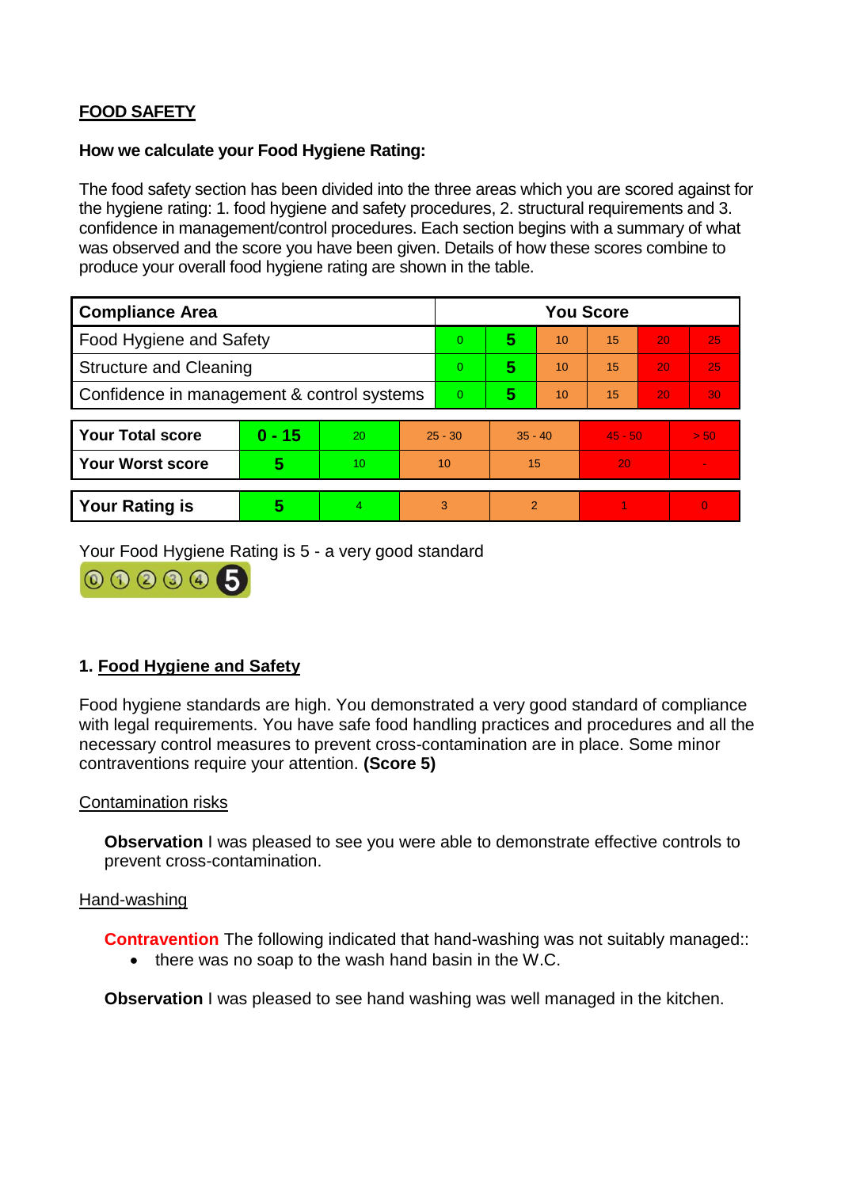**FOOD SAFETY**

**How we calculate your Food Hygiene Rating:**

The food safety section has been divided into the three areas which you are scored against for the hygiene rating: 1. food hygiene and safety procedures, 2. structural requirements and 3. confidence in management/control procedures. Each section begins with a summary of what was observed and the score you have been given. Details of how these scores combine to produce your overall food hygiene rating are shown in the table.

| Compliance Area | You Score | | | | | |
|---|---|---|---|---|---|---|
| Food Hygiene and Safety | 0 | **5** | 10 | 15 | 20 | 25 |
| Structure and Cleaning | 0 | **5** | 10 | 15 | 20 | 25 |
| Confidence in management & control systems | 0 | **5** | 10 | 15 | 20 | 30 |

| | | | | | | |
|---|---|---|---|---|---|---|
| **Your Total score** | **0 - 15** | 20 | 25 - 30 | 35 - 40 | 45 - 50 | > 50 |
| **Your Worst score** | **5** | 10 | 10 | 15 | 20 | - |

| | | | | | | |
|---|---|---|---|---|---|---|
| **Your Rating is** | **5** | 4 | 3 | 2 | 1 | 0 |

Your Food Hygiene Rating is 5 - a very good standard

## 1. Food Hygiene and Safety

Food hygiene standards are high. You demonstrated a very good standard of compliance with legal requirements. You have safe food handling practices and procedures and all the necessary control measures to prevent cross-contamination are in place. Some minor contraventions require your attention. **(Score 5)**

Contamination risks

**Observation** I was pleased to see you were able to demonstrate effective controls to prevent cross-contamination.

Hand-washing

**Contravention** The following indicated that hand-washing was not suitably managed::

- there was no soap to the wash hand basin in the W.C.

**Observation** I was pleased to see hand washing was well managed in the kitchen.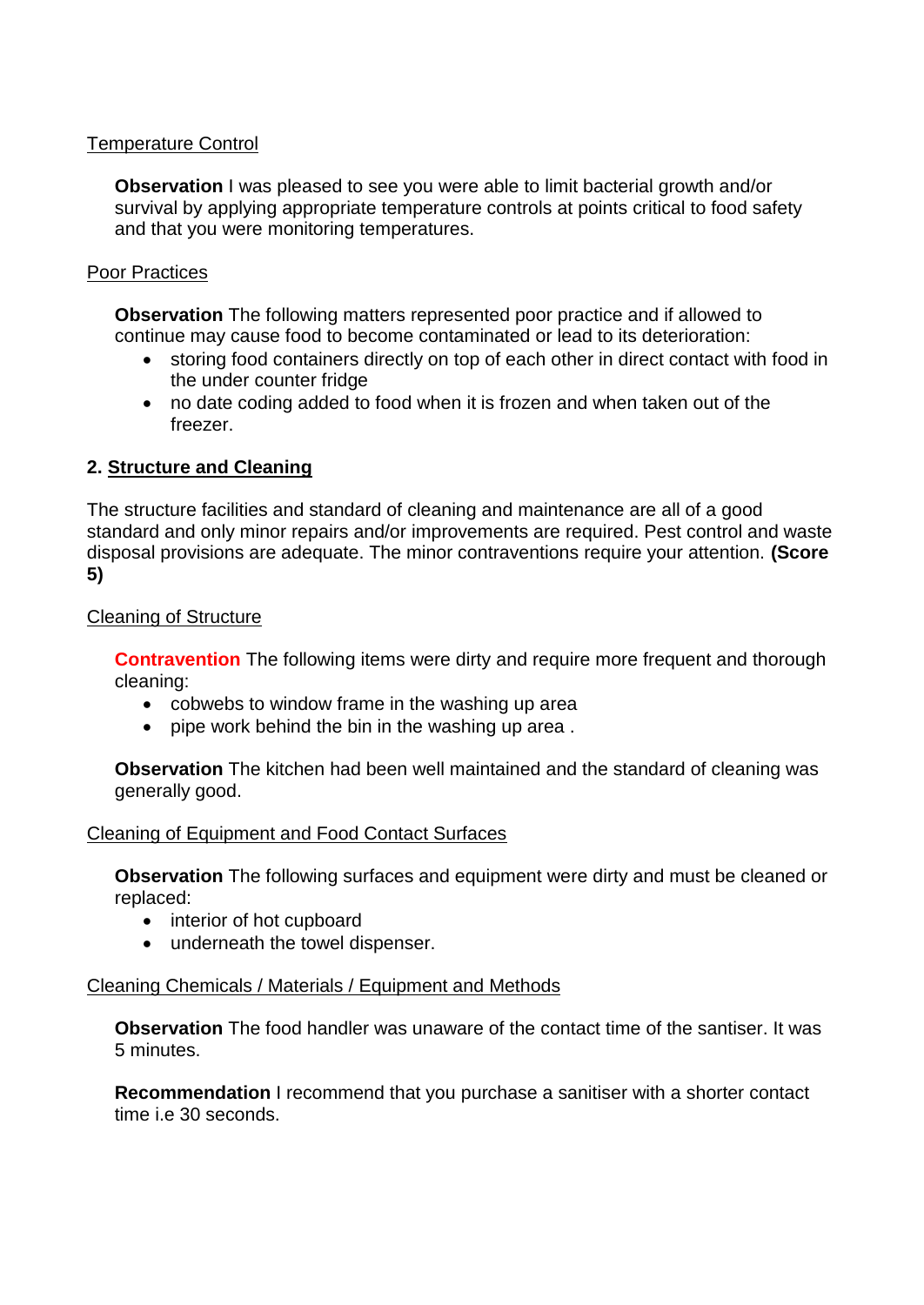Temperature Control

**Observation** I was pleased to see you were able to limit bacterial growth and/or survival by applying appropriate temperature controls at points critical to food safety and that you were monitoring temperatures.

Poor Practices

**Observation** The following matters represented poor practice and if allowed to continue may cause food to become contaminated or lead to its deterioration:

- storing food containers directly on top of each other in direct contact with food in the under counter fridge
- no date coding added to food when it is frozen and when taken out of the freezer.

## 2. Structure and Cleaning

The structure facilities and standard of cleaning and maintenance are all of a good standard and only minor repairs and/or improvements are required. Pest control and waste disposal provisions are adequate. The minor contraventions require your attention. **(Score 5)**

Cleaning of Structure

**Contravention** The following items were dirty and require more frequent and thorough cleaning:

- cobwebs to window frame in the washing up area
- pipe work behind the bin in the washing up area .

**Observation** The kitchen had been well maintained and the standard of cleaning was generally good.

Cleaning of Equipment and Food Contact Surfaces

**Observation** The following surfaces and equipment were dirty and must be cleaned or replaced:

- interior of hot cupboard
- underneath the towel dispenser.

Cleaning Chemicals / Materials / Equipment and Methods

**Observation** The food handler was unaware of the contact time of the santiser. It was 5 minutes.

**Recommendation** I recommend that you purchase a sanitiser with a shorter contact time i.e 30 seconds.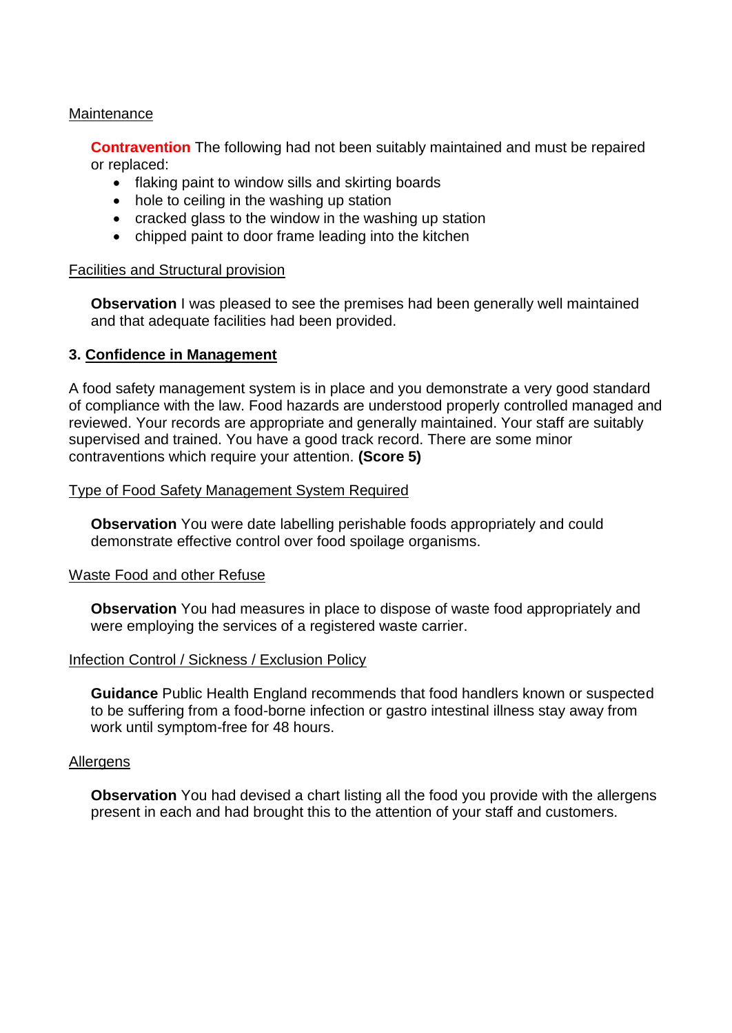Maintenance

**Contravention** The following had not been suitably maintained and must be repaired or replaced:

- flaking paint to window sills and skirting boards
- hole to ceiling in the washing up station
- cracked glass to the window in the washing up station
- chipped paint to door frame leading into the kitchen

Facilities and Structural provision

**Observation** I was pleased to see the premises had been generally well maintained and that adequate facilities had been provided.

## 3. Confidence in Management

A food safety management system is in place and you demonstrate a very good standard of compliance with the law. Food hazards are understood properly controlled managed and reviewed. Your records are appropriate and generally maintained. Your staff are suitably supervised and trained. You have a good track record. There are some minor contraventions which require your attention. **(Score 5)**

Type of Food Safety Management System Required

**Observation** You were date labelling perishable foods appropriately and could demonstrate effective control over food spoilage organisms.

Waste Food and other Refuse

**Observation** You had measures in place to dispose of waste food appropriately and were employing the services of a registered waste carrier.

Infection Control / Sickness / Exclusion Policy

**Guidance** Public Health England recommends that food handlers known or suspected to be suffering from a food-borne infection or gastro intestinal illness stay away from work until symptom-free for 48 hours.

Allergens

**Observation** You had devised a chart listing all the food you provide with the allergens present in each and had brought this to the attention of your staff and customers.